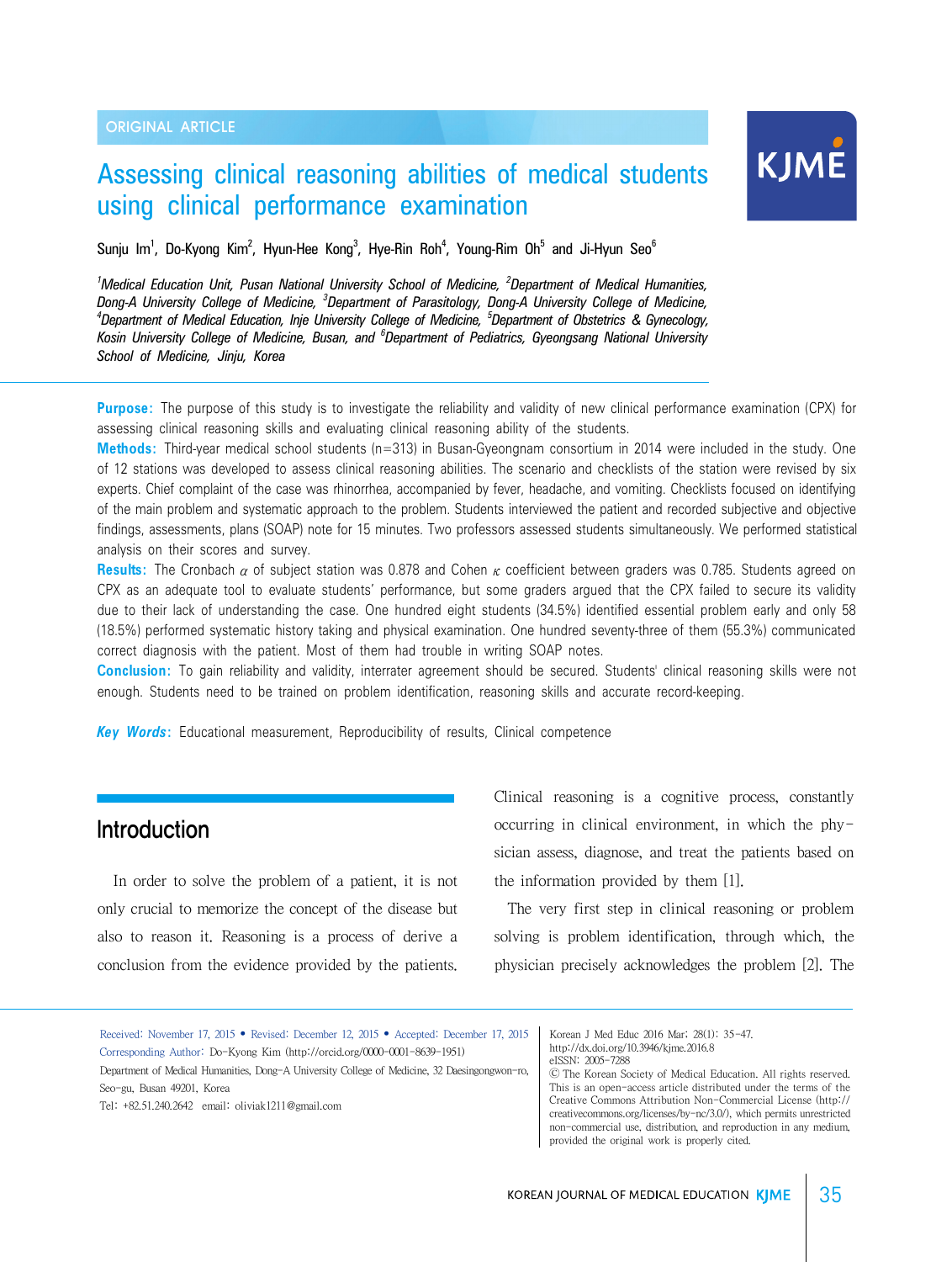ORIGINAL ARTICLE

# Assessing clinical reasoning abilities of medical students using clinical performance examination

Sunju Im[1], Do-Kyong Kim[2], Hyun-Hee Kong[3], Hye-Rin Roh[4], Young-Rim Oh[5] and Ji-Hyun Seo[6]

*[1]Medical Education Unit, Pusan National University School of Medicine, [2]Department of Medical Humanities, Dong-A University College of Medicine, [3]Department of Parasitology, Dong-A University College of Medicine, [4]Department of Medical Education, Inje University College of Medicine, [5]Department of Obstetrics & Gynecology, Kosin University College of Medicine, Busan, and [6]Department of Pediatrics, Gyeongsang National University School of Medicine, Jinju, Korea*

**Purpose:** The purpose of this study is to investigate the reliability and validity of new clinical performance examination (CPX) for assessing clinical reasoning skills and evaluating clinical reasoning ability of the students.

**Methods:** Third-year medical school students (n=313) in Busan-Gyeongnam consortium in 2014 were included in the study. One of 12 stations was developed to assess clinical reasoning abilities. The scenario and checklists of the station were revised by six experts. Chief complaint of the case was rhinorrhea, accompanied by fever, headache, and vomiting. Checklists focused on identifying of the main problem and systematic approach to the problem. Students interviewed the patient and recorded subjective and objective findings, assessments, plans (SOAP) note for 15 minutes. Two professors assessed students simultaneously. We performed statistical analysis on their scores and survey.

**Results:** The Cronbach $\alpha$ of subject station was 0.878 and Cohen $\kappa$ coefficient between graders was 0.785. Students agreed on CPX as an adequate tool to evaluate students' performance, but some graders argued that the CPX failed to secure its validity due to their lack of understanding the case. One hundred eight students (34.5%) identified essential problem early and only 58 (18.5%) performed systematic history taking and physical examination. One hundred seventy-three of them (55.3%) communicated correct diagnosis with the patient. Most of them had trouble in writing SOAP notes.

**Conclusion:** To gain reliability and validity, interrater agreement should be secured. Students' clinical reasoning skills were not enough. Students need to be trained on problem identification, reasoning skills and accurate record-keeping.

***Key Words:*** Educational measurement, Reproducibility of results, Clinical competence

## Introduction

In order to solve the problem of a patient, it is not only crucial to memorize the concept of the disease but also to reason it. Reasoning is a process of derive a conclusion from the evidence provided by the patients. Clinical reasoning is a cognitive process, constantly occurring in clinical environment, in which the physician assess, diagnose, and treat the patients based on the information provided by them [1].

The very first step in clinical reasoning or problem solving is problem identification, through which, the physician precisely acknowledges the problem [2]. The

Received: November 17, 2015 • Revised: December 12, 2015 • Accepted: December 17, 2015
Corresponding Author: Do-Kyong Kim (http://orcid.org/0000-0001-8639-1951)
Department of Medical Humanities, Dong-A University College of Medicine, 32 Daesingongwon-ro, Seo-gu, Busan 49201, Korea
Tel: +82.51.240.2642 email: oliviak1211@gmail.com

Korean J Med Educ 2016 Mar; 28(1): 35-47.
http://dx.doi.org/10.3946/kjme.2016.8
eISSN: 2005-7288
© The Korean Society of Medical Education. All rights reserved.
This is an open-access article distributed under the terms of the Creative Commons Attribution Non-Commercial License (http://creativecommons.org/licenses/by-nc/3.0/), which permits unrestricted non-commercial use, distribution, and reproduction in any medium, provided the original work is properly cited.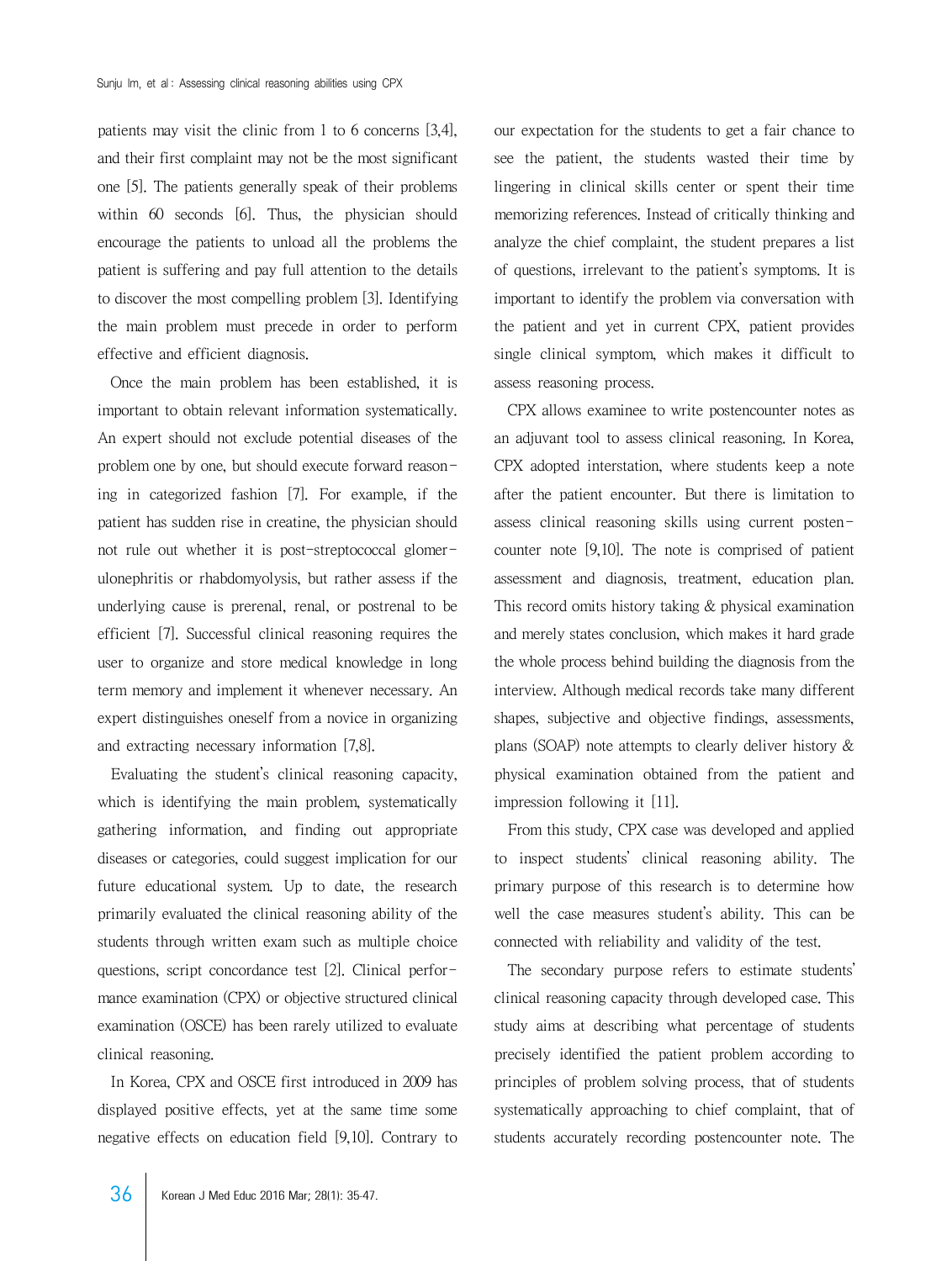patients may visit the clinic from 1 to 6 concerns [3,4], and their first complaint may not be the most significant one [5]. The patients generally speak of their problems within 60 seconds [6]. Thus, the physician should encourage the patients to unload all the problems the patient is suffering and pay full attention to the details to discover the most compelling problem [3]. Identifying the main problem must precede in order to perform effective and efficient diagnosis.

Once the main problem has been established, it is important to obtain relevant information systematically. An expert should not exclude potential diseases of the problem one by one, but should execute forward reasoning in categorized fashion [7]. For example, if the patient has sudden rise in creatine, the physician should not rule out whether it is post-streptococcal glomerulonephritis or rhabdomyolysis, but rather assess if the underlying cause is prerenal, renal, or postrenal to be efficient [7]. Successful clinical reasoning requires the user to organize and store medical knowledge in long term memory and implement it whenever necessary. An expert distinguishes oneself from a novice in organizing and extracting necessary information [7,8].

Evaluating the student's clinical reasoning capacity, which is identifying the main problem, systematically gathering information, and finding out appropriate diseases or categories, could suggest implication for our future educational system. Up to date, the research primarily evaluated the clinical reasoning ability of the students through written exam such as multiple choice questions, script concordance test [2]. Clinical performance examination (CPX) or objective structured clinical examination (OSCE) has been rarely utilized to evaluate clinical reasoning.

In Korea, CPX and OSCE first introduced in 2009 has displayed positive effects, yet at the same time some negative effects on education field [9,10]. Contrary to our expectation for the students to get a fair chance to see the patient, the students wasted their time by lingering in clinical skills center or spent their time memorizing references. Instead of critically thinking and analyze the chief complaint, the student prepares a list of questions, irrelevant to the patient's symptoms. It is important to identify the problem via conversation with the patient and yet in current CPX, patient provides single clinical symptom, which makes it difficult to assess reasoning process.

CPX allows examinee to write postencounter notes as an adjuvant tool to assess clinical reasoning. In Korea, CPX adopted interstation, where students keep a note after the patient encounter. But there is limitation to assess clinical reasoning skills using current postencounter note [9,10]. The note is comprised of patient assessment and diagnosis, treatment, education plan. This record omits history taking & physical examination and merely states conclusion, which makes it hard grade the whole process behind building the diagnosis from the interview. Although medical records take many different shapes, subjective and objective findings, assessments, plans (SOAP) note attempts to clearly deliver history & physical examination obtained from the patient and impression following it [11].

From this study, CPX case was developed and applied to inspect students' clinical reasoning ability. The primary purpose of this research is to determine how well the case measures student's ability. This can be connected with reliability and validity of the test.

The secondary purpose refers to estimate students' clinical reasoning capacity through developed case. This study aims at describing what percentage of students precisely identified the patient problem according to principles of problem solving process, that of students systematically approaching to chief complaint, that of students accurately recording postencounter note. The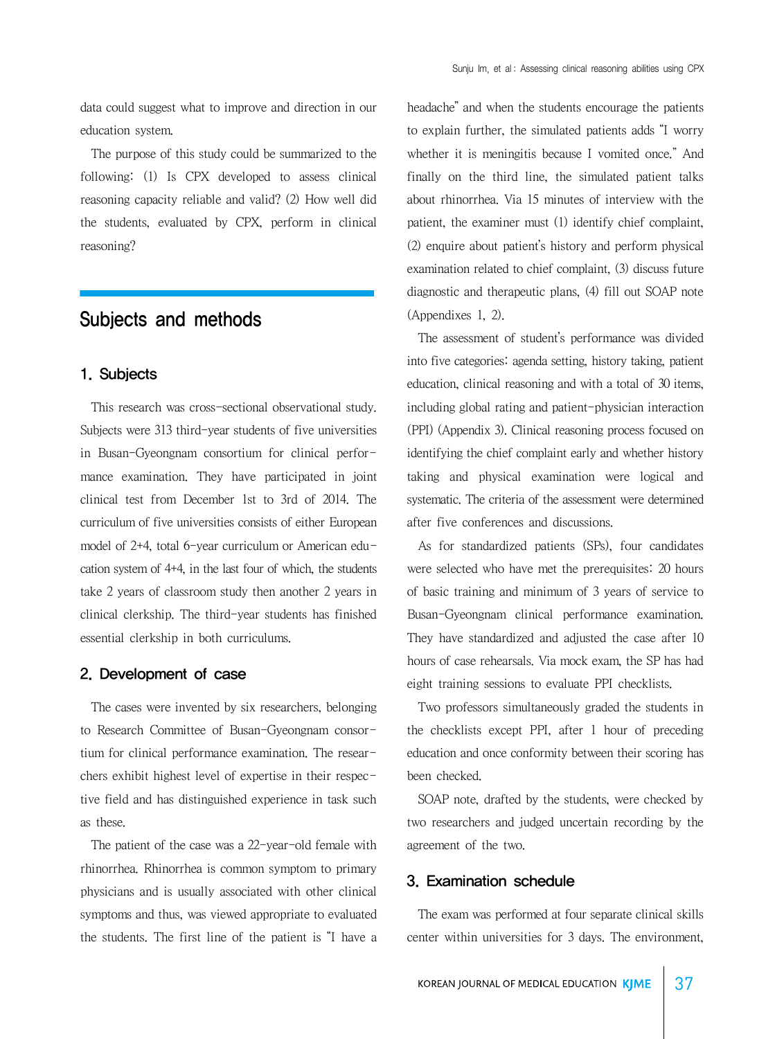data could suggest what to improve and direction in our education system.

The purpose of this study could be summarized to the following: (1) Is CPX developed to assess clinical reasoning capacity reliable and valid? (2) How well did the students, evaluated by CPX, perform in clinical reasoning?

# Subjects and methods

## 1. Subjects

This research was cross-sectional observational study. Subjects were 313 third-year students of five universities in Busan-Gyeongnam consortium for clinical performance examination. They have participated in joint clinical test from December 1st to 3rd of 2014. The curriculum of five universities consists of either European model of 2+4, total 6-year curriculum or American education system of 4+4, in the last four of which, the students take 2 years of classroom study then another 2 years in clinical clerkship. The third-year students has finished essential clerkship in both curriculums.

## 2. Development of case

The cases were invented by six researchers, belonging to Research Committee of Busan-Gyeongnam consortium for clinical performance examination. The researchers exhibit highest level of expertise in their respective field and has distinguished experience in task such as these.

The patient of the case was a 22-year-old female with rhinorrhea. Rhinorrhea is common symptom to primary physicians and is usually associated with other clinical symptoms and thus, was viewed appropriate to evaluated the students. The first line of the patient is "I have a headache" and when the students encourage the patients to explain further, the simulated patients adds "I worry whether it is meningitis because I vomited once." And finally on the third line, the simulated patient talks about rhinorrhea. Via 15 minutes of interview with the patient, the examiner must (1) identify chief complaint, (2) enquire about patient's history and perform physical examination related to chief complaint, (3) discuss future diagnostic and therapeutic plans, (4) fill out SOAP note (Appendixes 1, 2).

The assessment of student's performance was divided into five categories: agenda setting, history taking, patient education, clinical reasoning and with a total of 30 items, including global rating and patient-physician interaction (PPI) (Appendix 3). Clinical reasoning process focused on identifying the chief complaint early and whether history taking and physical examination were logical and systematic. The criteria of the assessment were determined after five conferences and discussions.

As for standardized patients (SPs), four candidates were selected who have met the prerequisites: 20 hours of basic training and minimum of 3 years of service to Busan-Gyeongnam clinical performance examination. They have standardized and adjusted the case after 10 hours of case rehearsals. Via mock exam, the SP has had eight training sessions to evaluate PPI checklists.

Two professors simultaneously graded the students in the checklists except PPI, after 1 hour of preceding education and once conformity between their scoring has been checked.

SOAP note, drafted by the students, were checked by two researchers and judged uncertain recording by the agreement of the two.

## 3. Examination schedule

The exam was performed at four separate clinical skills center within universities for 3 days. The environment,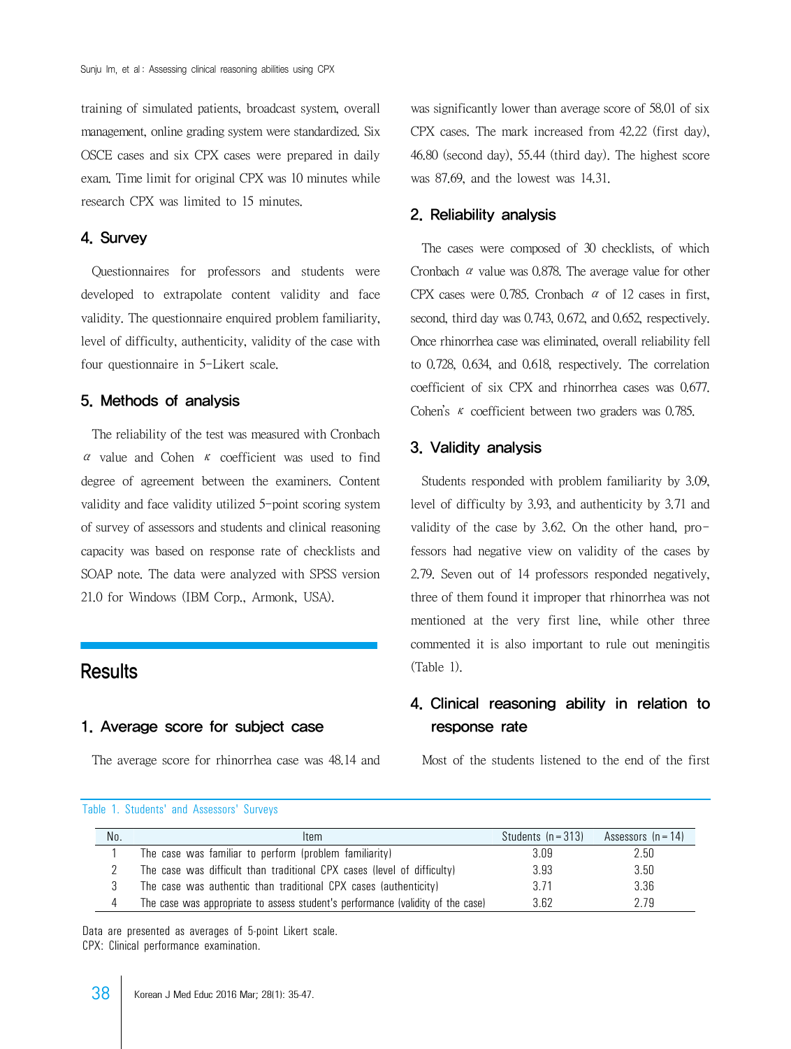training of simulated patients, broadcast system, overall management, online grading system were standardized. Six OSCE cases and six CPX cases were prepared in daily exam. Time limit for original CPX was 10 minutes while research CPX was limited to 15 minutes.

### 4. Survey

Questionnaires for professors and students were developed to extrapolate content validity and face validity. The questionnaire enquired problem familiarity, level of difficulty, authenticity, validity of the case with four questionnaire in 5-Likert scale.

### 5. Methods of analysis

The reliability of the test was measured with Cronbach $\alpha$ value and Cohen $\kappa$ coefficient was used to find degree of agreement between the examiners. Content validity and face validity utilized 5-point scoring system of survey of assessors and students and clinical reasoning capacity was based on response rate of checklists and SOAP note. The data were analyzed with SPSS version 21.0 for Windows (IBM Corp., Armonk, USA).

## Results

### 1. Average score for subject case

The average score for rhinorrhea case was 48.14 and was significantly lower than average score of 58.01 of six CPX cases. The mark increased from 42.22 (first day), 46.80 (second day), 55.44 (third day). The highest score was 87.69, and the lowest was 14.31.

### 2. Reliability analysis

The cases were composed of 30 checklists, of which Cronbach $\alpha$ value was 0.878. The average value for other CPX cases were 0.785. Cronbach $\alpha$ of 12 cases in first, second, third day was 0.743, 0.672, and 0.652, respectively. Once rhinorrhea case was eliminated, overall reliability fell to 0.728, 0.634, and 0.618, respectively. The correlation coefficient of six CPX and rhinorrhea cases was 0.677. Cohen's $\kappa$ coefficient between two graders was 0.785.

### 3. Validity analysis

Students responded with problem familiarity by 3.09, level of difficulty by 3.93, and authenticity by 3.71 and validity of the case by 3.62. On the other hand, professors had negative view on validity of the cases by 2.79. Seven out of 14 professors responded negatively, three of them found it improper that rhinorrhea was not mentioned at the very first line, while other three commented it is also important to rule out meningitis (Table 1).

### 4. Clinical reasoning ability in relation to response rate

Most of the students listened to the end of the first

Table 1. Students' and Assessors' Surveys

| No. | Item | Students (n=313) | Assessors (n=14) |
|---|---|---|---|
| 1 | The case was familiar to perform (problem familiarity) | 3.09 | 2.50 |
| 2 | The case was difficult than traditional CPX cases (level of difficulty) | 3.93 | 3.50 |
| 3 | The case was authentic than traditional CPX cases (authenticity) | 3.71 | 3.36 |
| 4 | The case was appropriate to assess student's performance (validity of the case) | 3.62 | 2.79 |

Data are presented as averages of 5-point Likert scale.
CPX: Clinical performance examination.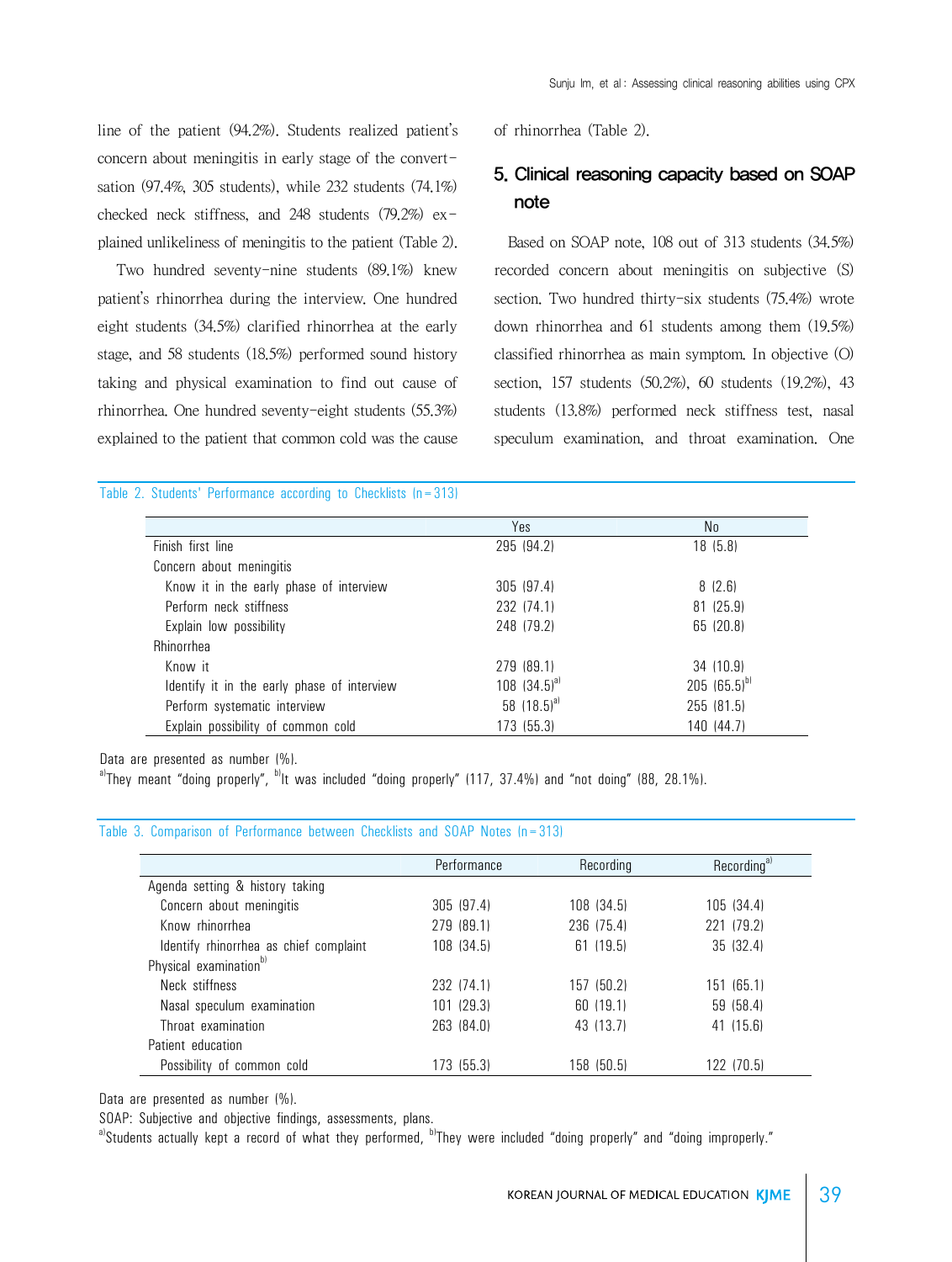line of the patient (94.2%). Students realized patient's concern about meningitis in early stage of the convert-sation (97.4%, 305 students), while 232 students (74.1%) checked neck stiffness, and 248 students (79.2%) ex-plained unlikeliness of meningitis to the patient (Table 2).

Two hundred seventy-nine students (89.1%) knew patient's rhinorrhea during the interview. One hundred eight students (34.5%) clarified rhinorrhea at the early stage, and 58 students (18.5%) performed sound history taking and physical examination to find out cause of rhinorrhea. One hundred seventy-eight students (55.3%) explained to the patient that common cold was the cause of rhinorrhea (Table 2).

## 5. Clinical reasoning capacity based on SOAP note

Based on SOAP note, 108 out of 313 students (34.5%) recorded concern about meningitis on subjective (S) section. Two hundred thirty-six students (75.4%) wrote down rhinorrhea and 61 students among them (19.5%) classified rhinorrhea as main symptom. In objective (O) section, 157 students (50.2%), 60 students (19.2%), 43 students (13.8%) performed neck stiffness test, nasal speculum examination, and throat examination. One

Table 2. Students' Performance according to Checklists (n=313)

| | Yes | No |
|---|---|---|
| Finish first line | 295 (94.2) | 18 (5.8) |
| Concern about meningitis | | |
| Know it in the early phase of interview | 305 (97.4) | 8 (2.6) |
| Perform neck stiffness | 232 (74.1) | 81 (25.9) |
| Explain low possibility | 248 (79.2) | 65 (20.8) |
| Rhinorrhea | | |
| Know it | 279 (89.1) | 34 (10.9) |
| Identify it in the early phase of interview | 108 (34.5)[a] | 205 (65.5)[b] |
| Perform systematic interview | 58 (18.5)[a] | 255 (81.5) |
| Explain possibility of common cold | 173 (55.3) | 140 (44.7) |

Data are presented as number (%).
[a]They meant "doing properly", [b]It was included "doing properly" (117, 37.4%) and "not doing" (88, 28.1%).

Table 3. Comparison of Performance between Checklists and SOAP Notes (n=313)

| | Performance | Recording | Recording[a] |
|---|---|---|---|
| Agenda setting & history taking | | | |
| Concern about meningitis | 305 (97.4) | 108 (34.5) | 105 (34.4) |
| Know rhinorrhea | 279 (89.1) | 236 (75.4) | 221 (79.2) |
| Identify rhinorrhea as chief complaint | 108 (34.5) | 61 (19.5) | 35 (32.4) |
| Physical examination[b] | | | |
| Neck stiffness | 232 (74.1) | 157 (50.2) | 151 (65.1) |
| Nasal speculum examination | 101 (29.3) | 60 (19.1) | 59 (58.4) |
| Throat examination | 263 (84.0) | 43 (13.7) | 41 (15.6) |
| Patient education | | | |
| Possibility of common cold | 173 (55.3) | 158 (50.5) | 122 (70.5) |

Data are presented as number (%).
SOAP: Subjective and objective findings, assessments, plans.
[a]Students actually kept a record of what they performed, [b]They were included "doing properly" and "doing improperly."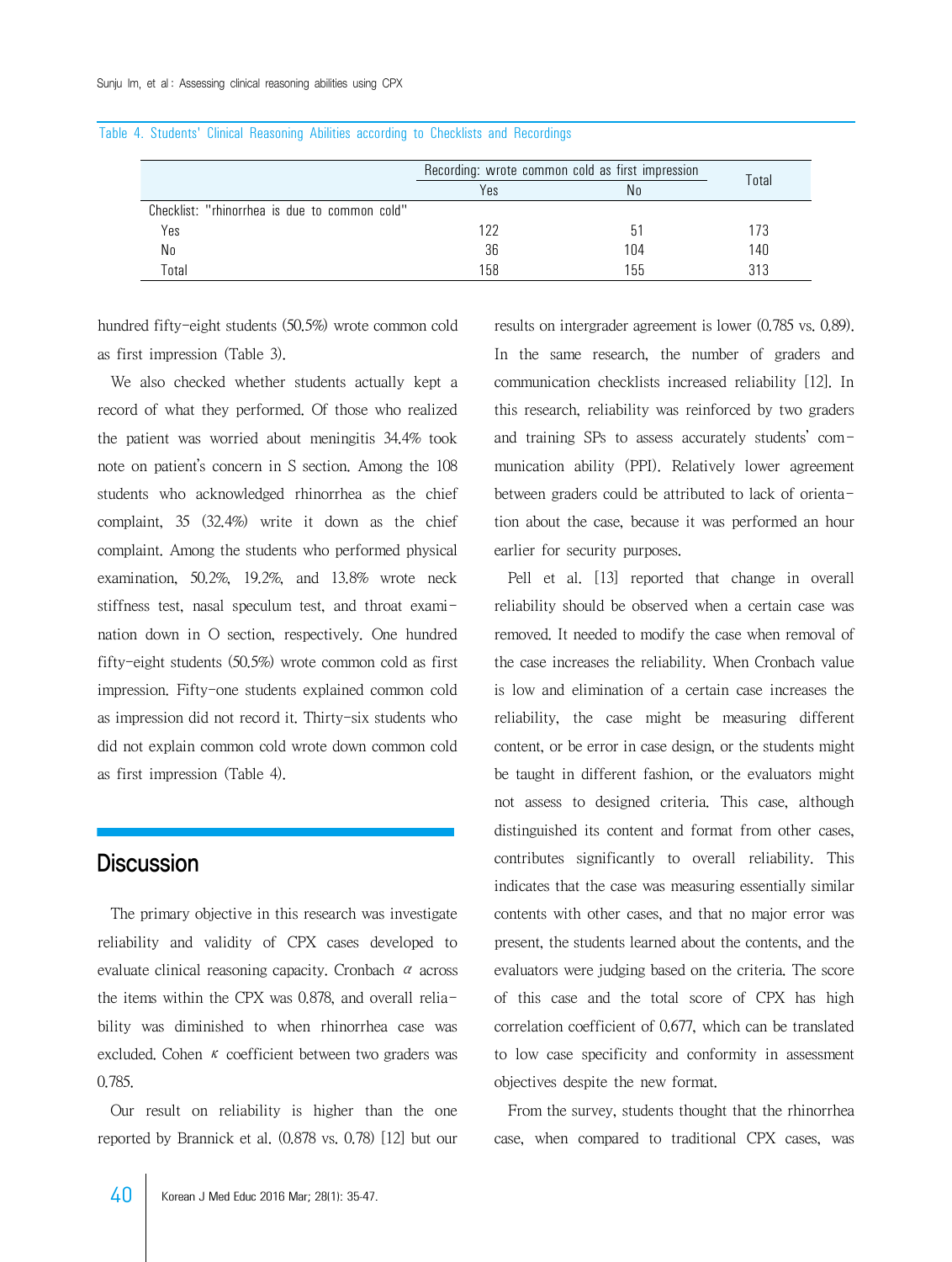Table 4. Students' Clinical Reasoning Abilities according to Checklists and Recordings

| | Recording: wrote common cold as first impression | | Total |
|---|---|---|---|
| | Yes | No | |
| Checklist: "rhinorrhea is due to common cold" | | | |
| Yes | 122 | 51 | 173 |
| No | 36 | 104 | 140 |
| Total | 158 | 155 | 313 |

hundred fifty-eight students (50.5%) wrote common cold as first impression (Table 3).

We also checked whether students actually kept a record of what they performed. Of those who realized the patient was worried about meningitis 34.4% took note on patient's concern in S section. Among the 108 students who acknowledged rhinorrhea as the chief complaint, 35 (32.4%) write it down as the chief complaint. Among the students who performed physical examination, 50.2%, 19.2%, and 13.8% wrote neck stiffness test, nasal speculum test, and throat examination down in O section, respectively. One hundred fifty-eight students (50.5%) wrote common cold as first impression. Fifty-one students explained common cold as impression did not record it. Thirty-six students who did not explain common cold wrote down common cold as first impression (Table 4).

## Discussion

The primary objective in this research was investigate reliability and validity of CPX cases developed to evaluate clinical reasoning capacity. Cronbach $\alpha$ across the items within the CPX was 0.878, and overall reliability was diminished to when rhinorrhea case was excluded. Cohen $\kappa$ coefficient between two graders was 0.785.

Our result on reliability is higher than the one reported by Brannick et al. (0.878 vs. 0.78) [12] but our results on intergrader agreement is lower (0.785 vs. 0.89). In the same research, the number of graders and communication checklists increased reliability [12]. In this research, reliability was reinforced by two graders and training SPs to assess accurately students' communication ability (PPI). Relatively lower agreement between graders could be attributed to lack of orientation about the case, because it was performed an hour earlier for security purposes.

Pell et al. [13] reported that change in overall reliability should be observed when a certain case was removed. It needed to modify the case when removal of the case increases the reliability. When Cronbach value is low and elimination of a certain case increases the reliability, the case might be measuring different content, or be error in case design, or the students might be taught in different fashion, or the evaluators might not assess to designed criteria. This case, although distinguished its content and format from other cases, contributes significantly to overall reliability. This indicates that the case was measuring essentially similar contents with other cases, and that no major error was present, the students learned about the contents, and the evaluators were judging based on the criteria. The score of this case and the total score of CPX has high correlation coefficient of 0.677, which can be translated to low case specificity and conformity in assessment objectives despite the new format.

From the survey, students thought that the rhinorrhea case, when compared to traditional CPX cases, was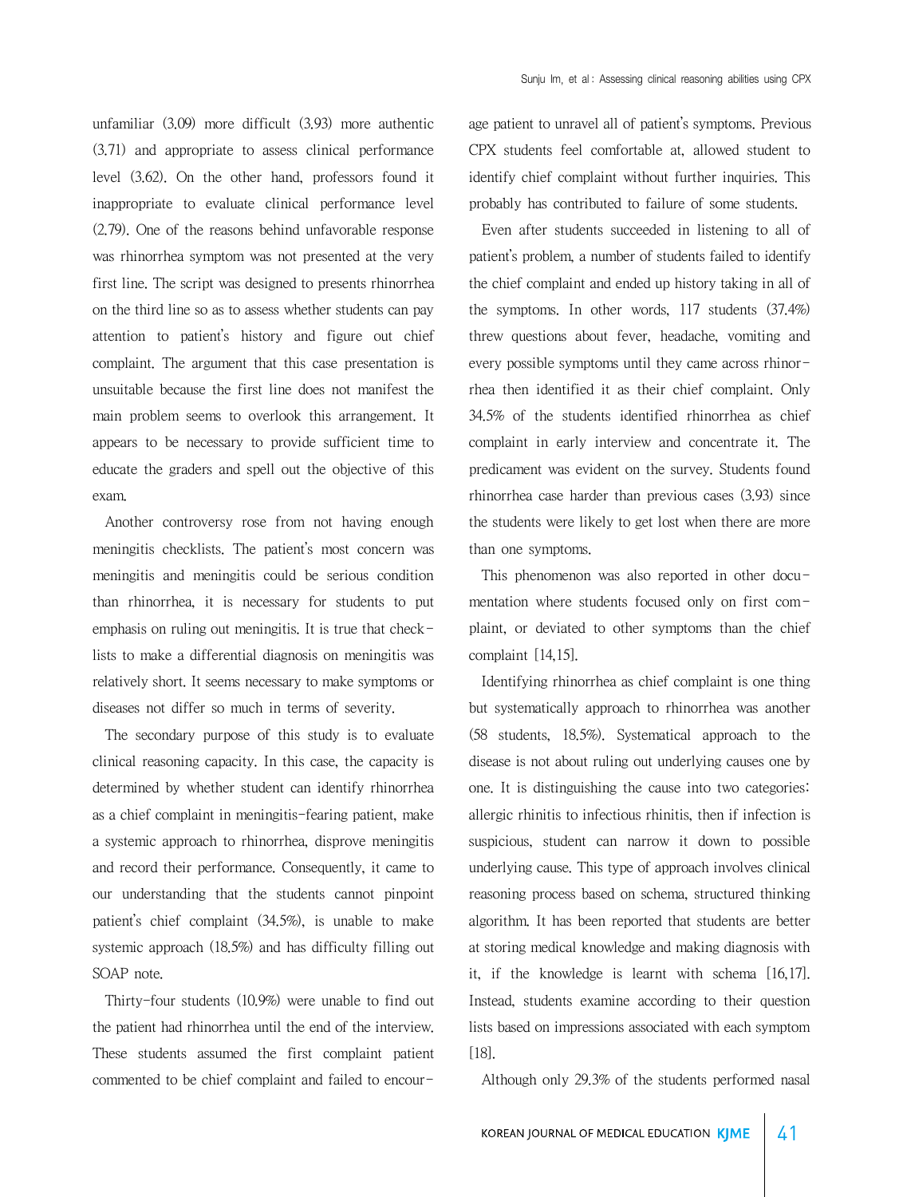unfamiliar (3.09) more difficult (3.93) more authentic (3.71) and appropriate to assess clinical performance level (3.62). On the other hand, professors found it inappropriate to evaluate clinical performance level (2.79). One of the reasons behind unfavorable response was rhinorrhea symptom was not presented at the very first line. The script was designed to presents rhinorrhea on the third line so as to assess whether students can pay attention to patient's history and figure out chief complaint. The argument that this case presentation is unsuitable because the first line does not manifest the main problem seems to overlook this arrangement. It appears to be necessary to provide sufficient time to educate the graders and spell out the objective of this exam.

Another controversy rose from not having enough meningitis checklists. The patient's most concern was meningitis and meningitis could be serious condition than rhinorrhea, it is necessary for students to put emphasis on ruling out meningitis. It is true that checklists to make a differential diagnosis on meningitis was relatively short. It seems necessary to make symptoms or diseases not differ so much in terms of severity.

The secondary purpose of this study is to evaluate clinical reasoning capacity. In this case, the capacity is determined by whether student can identify rhinorrhea as a chief complaint in meningitis-fearing patient, make a systemic approach to rhinorrhea, disprove meningitis and record their performance. Consequently, it came to our understanding that the students cannot pinpoint patient's chief complaint (34.5%), is unable to make systemic approach (18.5%) and has difficulty filling out SOAP note.

Thirty-four students (10.9%) were unable to find out the patient had rhinorrhea until the end of the interview. These students assumed the first complaint patient commented to be chief complaint and failed to encourage patient to unravel all of patient's symptoms. Previous CPX students feel comfortable at, allowed student to identify chief complaint without further inquiries. This probably has contributed to failure of some students.

Even after students succeeded in listening to all of patient's problem, a number of students failed to identify the chief complaint and ended up history taking in all of the symptoms. In other words, 117 students (37.4%) threw questions about fever, headache, vomiting and every possible symptoms until they came across rhinorrhea then identified it as their chief complaint. Only 34.5% of the students identified rhinorrhea as chief complaint in early interview and concentrate it. The predicament was evident on the survey. Students found rhinorrhea case harder than previous cases (3.93) since the students were likely to get lost when there are more than one symptoms.

This phenomenon was also reported in other documentation where students focused only on first complaint, or deviated to other symptoms than the chief complaint [14,15].

Identifying rhinorrhea as chief complaint is one thing but systematically approach to rhinorrhea was another (58 students, 18.5%). Systematical approach to the disease is not about ruling out underlying causes one by one. It is distinguishing the cause into two categories: allergic rhinitis to infectious rhinitis, then if infection is suspicious, student can narrow it down to possible underlying cause. This type of approach involves clinical reasoning process based on schema, structured thinking algorithm. It has been reported that students are better at storing medical knowledge and making diagnosis with it, if the knowledge is learnt with schema [16,17]. Instead, students examine according to their question lists based on impressions associated with each symptom [18].

Although only 29.3% of the students performed nasal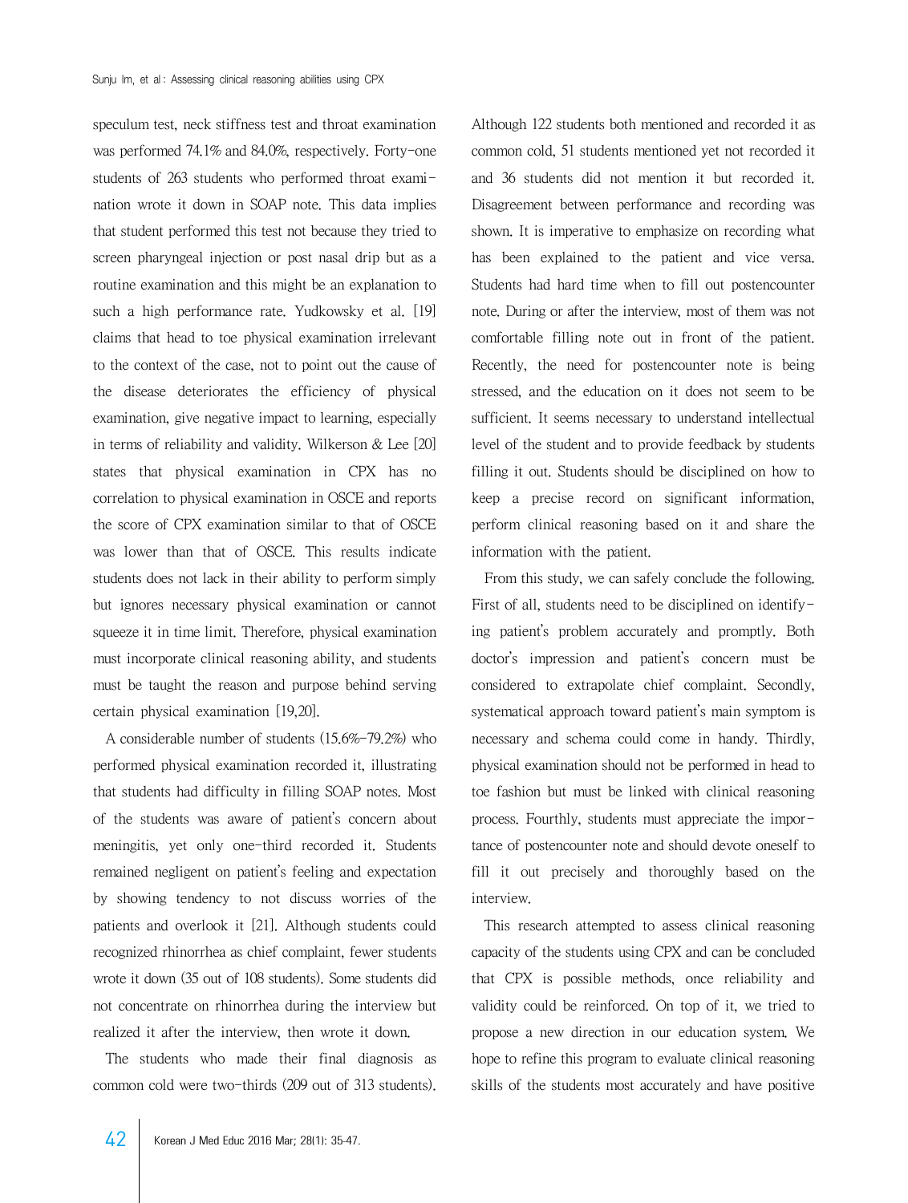speculum test, neck stiffness test and throat examination was performed 74.1% and 84.0%, respectively. Forty-one students of 263 students who performed throat examination wrote it down in SOAP note. This data implies that student performed this test not because they tried to screen pharyngeal injection or post nasal drip but as a routine examination and this might be an explanation to such a high performance rate. Yudkowsky et al. [19] claims that head to toe physical examination irrelevant to the context of the case, not to point out the cause of the disease deteriorates the efficiency of physical examination, give negative impact to learning, especially in terms of reliability and validity. Wilkerson & Lee [20] states that physical examination in CPX has no correlation to physical examination in OSCE and reports the score of CPX examination similar to that of OSCE was lower than that of OSCE. This results indicate students does not lack in their ability to perform simply but ignores necessary physical examination or cannot squeeze it in time limit. Therefore, physical examination must incorporate clinical reasoning ability, and students must be taught the reason and purpose behind serving certain physical examination [19,20].

A considerable number of students (15.6%–79.2%) who performed physical examination recorded it, illustrating that students had difficulty in filling SOAP notes. Most of the students was aware of patient's concern about meningitis, yet only one-third recorded it. Students remained negligent on patient's feeling and expectation by showing tendency to not discuss worries of the patients and overlook it [21]. Although students could recognized rhinorrhea as chief complaint, fewer students wrote it down (35 out of 108 students). Some students did not concentrate on rhinorrhea during the interview but realized it after the interview, then wrote it down.

The students who made their final diagnosis as common cold were two-thirds (209 out of 313 students). Although 122 students both mentioned and recorded it as common cold, 51 students mentioned yet not recorded it and 36 students did not mention it but recorded it. Disagreement between performance and recording was shown. It is imperative to emphasize on recording what has been explained to the patient and vice versa. Students had hard time when to fill out postencounter note. During or after the interview, most of them was not comfortable filling note out in front of the patient. Recently, the need for postencounter note is being stressed, and the education on it does not seem to be sufficient. It seems necessary to understand intellectual level of the student and to provide feedback by students filling it out. Students should be disciplined on how to keep a precise record on significant information, perform clinical reasoning based on it and share the information with the patient.

From this study, we can safely conclude the following. First of all, students need to be disciplined on identifying patient's problem accurately and promptly. Both doctor's impression and patient's concern must be considered to extrapolate chief complaint. Secondly, systematical approach toward patient's main symptom is necessary and schema could come in handy. Thirdly, physical examination should not be performed in head to toe fashion but must be linked with clinical reasoning process. Fourthly, students must appreciate the importance of postencounter note and should devote oneself to fill it out precisely and thoroughly based on the interview.

This research attempted to assess clinical reasoning capacity of the students using CPX and can be concluded that CPX is possible methods, once reliability and validity could be reinforced. On top of it, we tried to propose a new direction in our education system. We hope to refine this program to evaluate clinical reasoning skills of the students most accurately and have positive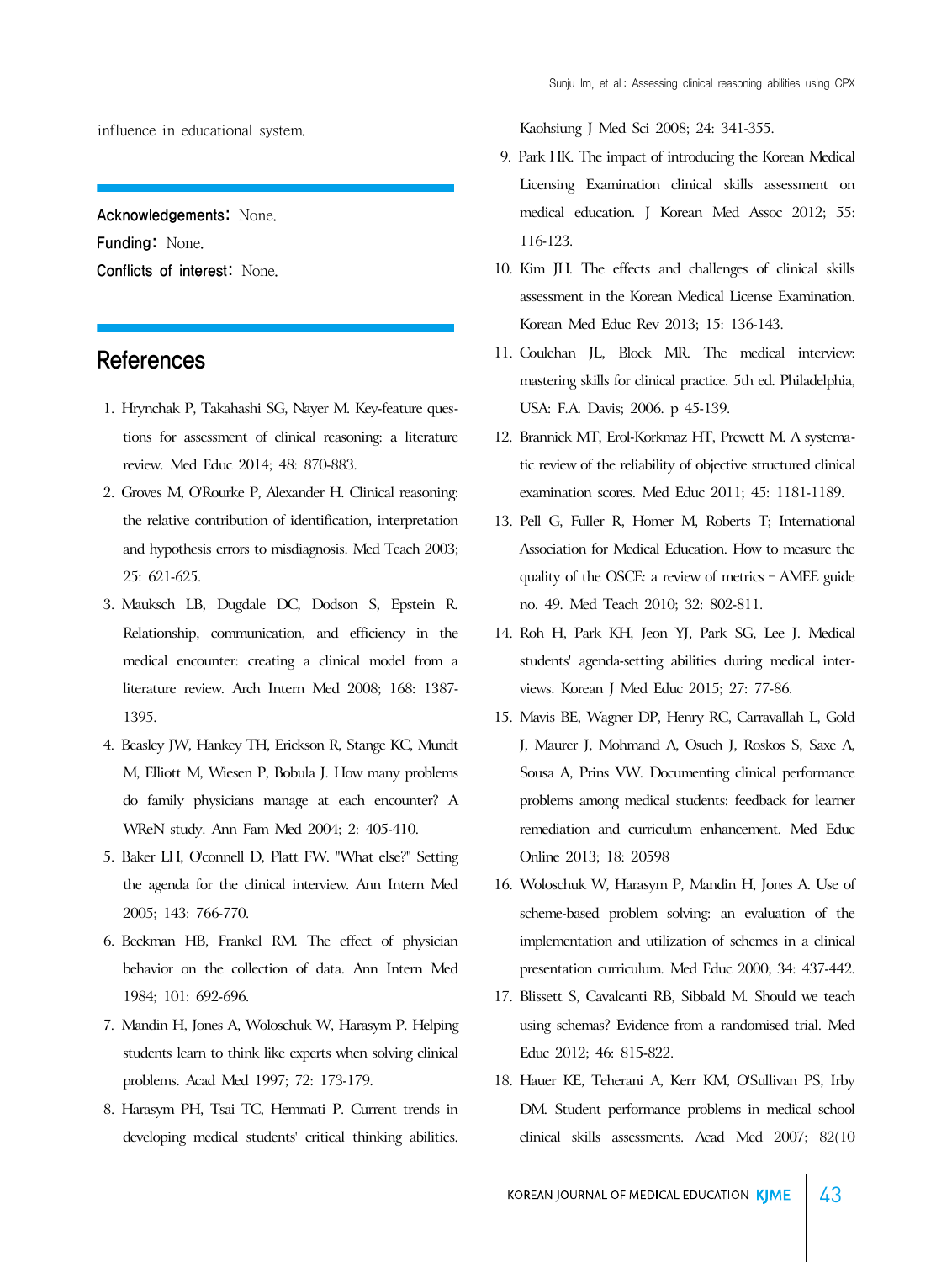influence in educational system.

**Acknowledgements:** None.

**Funding:** None.

**Conflicts of interest:** None.

## References

1. Hrynchak P, Takahashi SG, Nayer M. Key-feature questions for assessment of clinical reasoning: a literature review. Med Educ 2014; 48: 870-883.
2. Groves M, O'Rourke P, Alexander H. Clinical reasoning: the relative contribution of identification, interpretation and hypothesis errors to misdiagnosis. Med Teach 2003; 25: 621-625.
3. Mauksch LB, Dugdale DC, Dodson S, Epstein R. Relationship, communication, and efficiency in the medical encounter: creating a clinical model from a literature review. Arch Intern Med 2008; 168: 1387-1395.
4. Beasley JW, Hankey TH, Erickson R, Stange KC, Mundt M, Elliott M, Wiesen P, Bobula J. How many problems do family physicians manage at each encounter? A WReN study. Ann Fam Med 2004; 2: 405-410.
5. Baker LH, O'connell D, Platt FW. "What else?" Setting the agenda for the clinical interview. Ann Intern Med 2005; 143: 766-770.
6. Beckman HB, Frankel RM. The effect of physician behavior on the collection of data. Ann Intern Med 1984; 101: 692-696.
7. Mandin H, Jones A, Woloschuk W, Harasym P. Helping students learn to think like experts when solving clinical problems. Acad Med 1997; 72: 173-179.
8. Harasym PH, Tsai TC, Hemmati P. Current trends in developing medical students' critical thinking abilities. Kaohsiung J Med Sci 2008; 24: 341-355.
9. Park HK. The impact of introducing the Korean Medical Licensing Examination clinical skills assessment on medical education. J Korean Med Assoc 2012; 55: 116-123.
10. Kim JH. The effects and challenges of clinical skills assessment in the Korean Medical License Examination. Korean Med Educ Rev 2013; 15: 136-143.
11. Coulehan JL, Block MR. The medical interview: mastering skills for clinical practice. 5th ed. Philadelphia, USA: F.A. Davis; 2006. p 45-139.
12. Brannick MT, Erol-Korkmaz HT, Prewett M. A systematic review of the reliability of objective structured clinical examination scores. Med Educ 2011; 45: 1181-1189.
13. Pell G, Fuller R, Homer M, Roberts T; International Association for Medical Education. How to measure the quality of the OSCE: a review of metrics - AMEE guide no. 49. Med Teach 2010; 32: 802-811.
14. Roh H, Park KH, Jeon YJ, Park SG, Lee J. Medical students' agenda-setting abilities during medical interviews. Korean J Med Educ 2015; 27: 77-86.
15. Mavis BE, Wagner DP, Henry RC, Carravallah L, Gold J, Maurer J, Mohmand A, Osuch J, Roskos S, Saxe A, Sousa A, Prins VW. Documenting clinical performance problems among medical students: feedback for learner remediation and curriculum enhancement. Med Educ Online 2013; 18: 20598
16. Woloschuk W, Harasym P, Mandin H, Jones A. Use of scheme-based problem solving: an evaluation of the implementation and utilization of schemes in a clinical presentation curriculum. Med Educ 2000; 34: 437-442.
17. Blissett S, Cavalcanti RB, Sibbald M. Should we teach using schemas? Evidence from a randomised trial. Med Educ 2012; 46: 815-822.
18. Hauer KE, Teherani A, Kerr KM, O'Sullivan PS, Irby DM. Student performance problems in medical school clinical skills assessments. Acad Med 2007; 82(10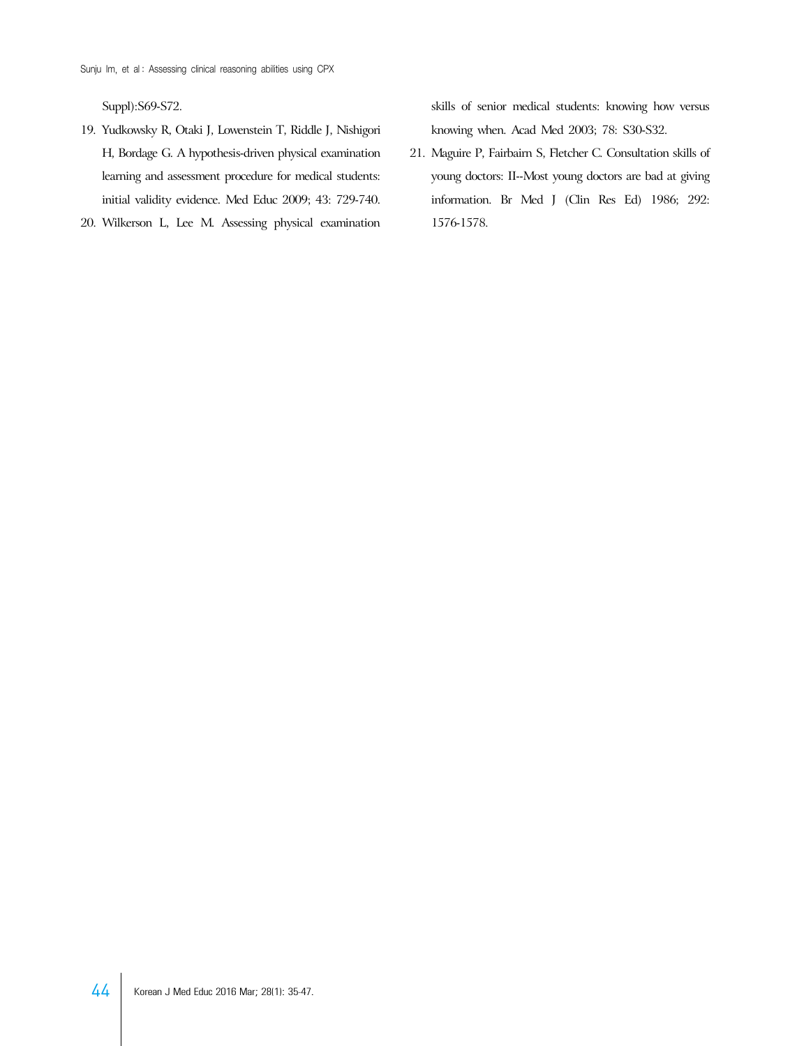Suppl):S69-S72.

19. Yudkowsky R, Otaki J, Lowenstein T, Riddle J, Nishigori H, Bordage G. A hypothesis-driven physical examination learning and assessment procedure for medical students: initial validity evidence. Med Educ 2009; 43: 729-740.
20. Wilkerson L, Lee M. Assessing physical examination skills of senior medical students: knowing how versus knowing when. Acad Med 2003; 78: S30-S32.
21. Maguire P, Fairbairn S, Fletcher C. Consultation skills of young doctors: II--Most young doctors are bad at giving information. Br Med J (Clin Res Ed) 1986; 292: 1576-1578.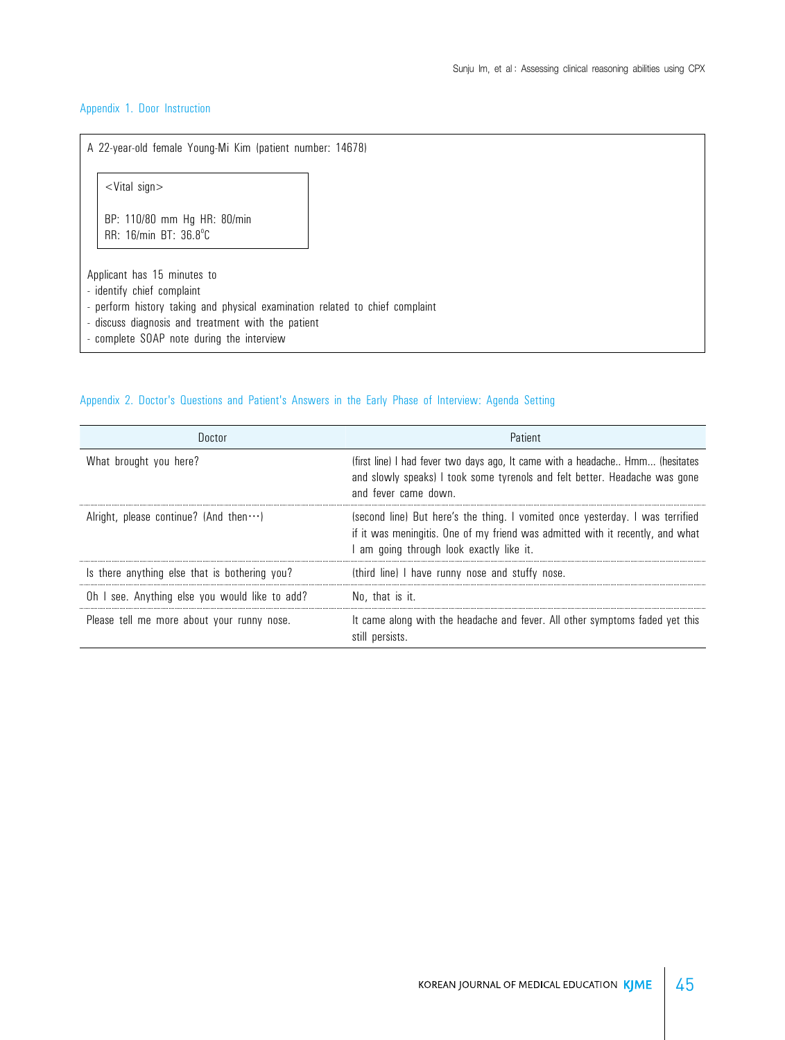## Appendix 1. Door Instruction

A 22-year-old female Young-Mi Kim (patient number: 14678)

<Vital sign>

BP: 110/80 mm Hg HR: 80/min
RR: 16/min BT: 36.8°C

Applicant has 15 minutes to
- identify chief complaint
- perform history taking and physical examination related to chief complaint
- discuss diagnosis and treatment with the patient
- complete SOAP note during the interview

## Appendix 2. Doctor's Questions and Patient's Answers in the Early Phase of Interview: Agenda Setting

| Doctor | Patient |
|---|---|
| What brought you here? | (first line) I had fever two days ago, It came with a headache.. Hmm... (hesitates and slowly speaks) I took some tyrenols and felt better. Headache was gone and fever came down. |
| Alright, please continue? (And then…) | (second line) But here's the thing. I vomited once yesterday. I was terrified if it was meningitis. One of my friend was admitted with it recently, and what I am going through look exactly like it. |
| Is there anything else that is bothering you? | (third line) I have runny nose and stuffy nose. |
| Oh I see. Anything else you would like to add? | No, that is it. |
| Please tell me more about your runny nose. | It came along with the headache and fever. All other symptoms faded yet this still persists. |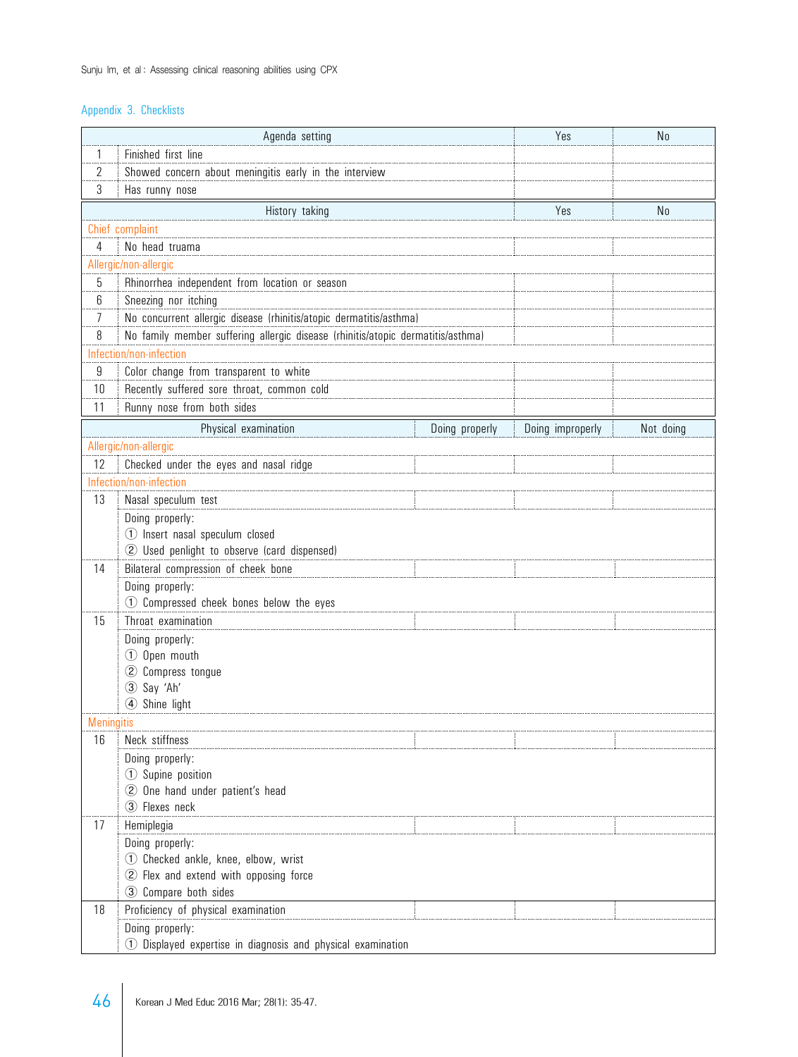Appendix 3. Checklists

| | Agenda setting | Yes | No |
|---|---|---|---|
| 1 | Finished first line | | |
| 2 | Showed concern about meningitis early in the interview | | |
| 3 | Has runny nose | | |

| | History taking | Yes | No |
|---|---|---|---|
| Chief complaint | | | |
| 4 | No head truama | | |
| Allergic/non-allergic | | | |
| 5 | Rhinorrhea independent from location or season | | |
| 6 | Sneezing nor itching | | |
| 7 | No concurrent allergic disease (rhinitis/atopic dermatitis/asthma) | | |
| 8 | No family member suffering allergic disease (rhinitis/atopic dermatitis/asthma) | | |
| Infection/non-infection | | | |
| 9 | Color change from transparent to white | | |
| 10 | Recently suffered sore throat, common cold | | |
| 11 | Runny nose from both sides | | |

| | Physical examination | Doing properly | Doing improperly | Not doing |
|---|---|---|---|---|
| Allergic/non-allergic | | | | |
| 12 | Checked under the eyes and nasal ridge | | | |
| Infection/non-infection | | | | |
| 13 | Nasal speculum test | | | |
| | Doing properly:<br>① Insert nasal speculum closed<br>② Used penlight to observe (card dispensed) | | | |
| 14 | Bilateral compression of cheek bone | | | |
| | Doing properly:<br>① Compressed cheek bones below the eyes | | | |
| 15 | Throat examination | | | |
| | Doing properly:<br>① Open mouth<br>② Compress tongue<br>③ Say 'Ah'<br>④ Shine light | | | |
| Meningitis | | | | |
| 16 | Neck stiffness | | | |
| | Doing properly:<br>① Supine position<br>② One hand under patient's head<br>③ Flexes neck | | | |
| 17 | Hemiplegia | | | |
| | Doing properly:<br>① Checked ankle, knee, elbow, wrist<br>② Flex and extend with opposing force<br>③ Compare both sides | | | |
| 18 | Proficiency of physical examination | | | |
| | Doing properly:<br>① Displayed expertise in diagnosis and physical examination | | | |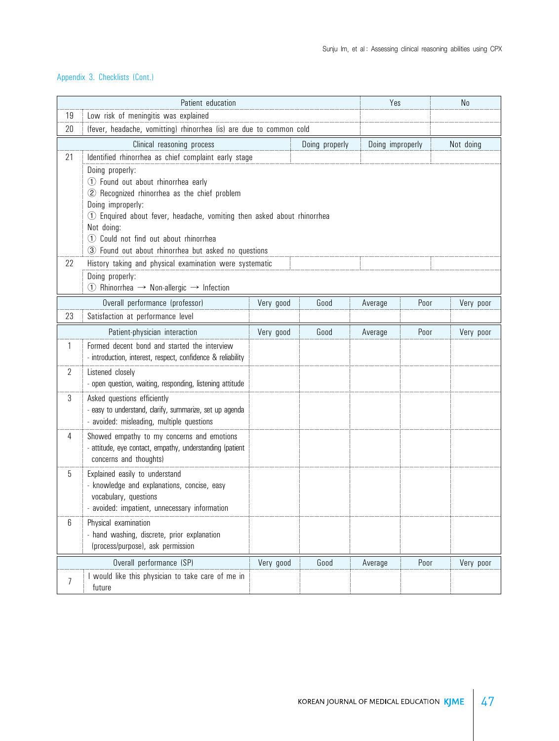Appendix 3. Checklists (Cont.)

| | Patient education | Yes | No |
|---|---|---|---|
| 19 | Low risk of meningitis was explained | | |
| 20 | (fever, headache, vomitting) rhinorrhea (is) are due to common cold | | |

| | Clinical reasoning process | Doing properly | Doing improperly | Not doing |
|---|---|---|---|---|
| 21 | Identified rhinorrhea as chief complaint early stage | | | |
| | Doing properly:<br>① Found out about rhinorrhea early<br>② Recognized rhinorrhea as the chief problem<br>Doing improperly:<br>① Enquired about fever, headache, vomiting then asked about rhinorrhea<br>Not doing:<br>① Could not find out about rhinorrhea<br>③ Found out about rhinorrhea but asked no questions | | | |
| 22 | History taking and physical examination were systematic | | | |
| | Doing properly:<br>① Rhinorrhea → Non-allergic → Infection | | | |

| | Overall performance (professor) | Very good | Good | Average | Poor | Very poor |
|---|---|---|---|---|---|---|
| 23 | Satisfaction at performance level | | | | | |

| | Patient-physician interaction | Very good | Good | Average | Poor | Very poor |
|---|---|---|---|---|---|---|
| 1 | Formed decent bond and started the interview<br>- introduction, interest, respect, confidence & reliability | | | | | |
| 2 | Listened closely<br>- open question, waiting, responding, listening attitude | | | | | |
| 3 | Asked questions efficiently<br>- easy to understand, clarify, summarize, set up agenda<br>- avoided: misleading, multiple questions | | | | | |
| 4 | Showed empathy to my concerns and emotions<br>- attitude, eye contact, empathy, understanding (patient concerns and thoughts) | | | | | |
| 5 | Explained easily to understand<br>- knowledge and explanations, concise, easy vocabulary, questions<br>- avoided: impatient, unnecessary information | | | | | |
| 6 | Physical examination<br>- hand washing, discrete, prior explanation (process/purpose), ask permission | | | | | |

| | Overall performance (SP) | Very good | Good | Average | Poor | Very poor |
|---|---|---|---|---|---|---|
| 7 | I would like this physician to take care of me in future | | | | | |